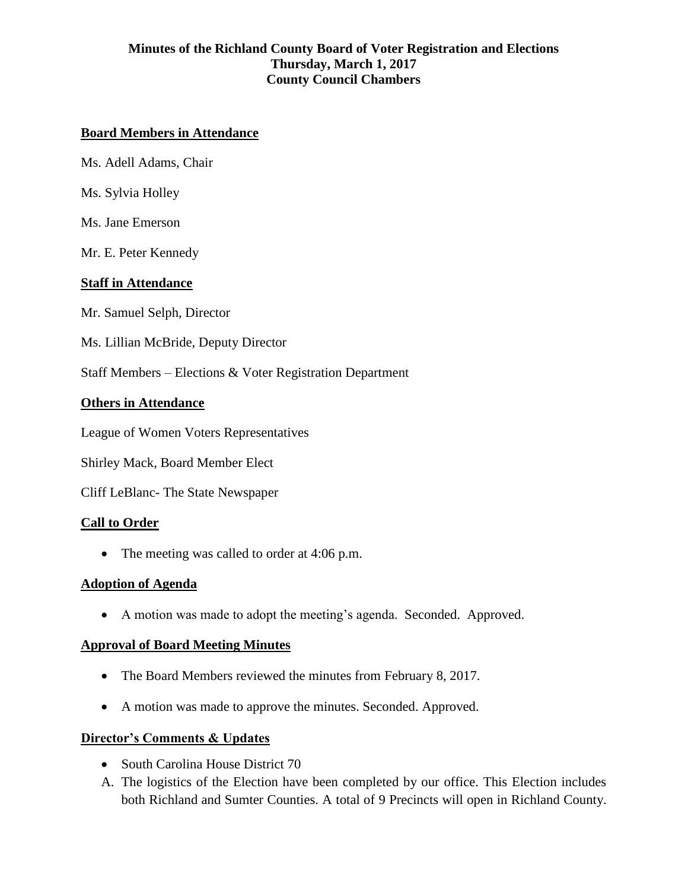**Minutes of the Richland County Board of Voter Registration and Elections**
**Thursday, March 1, 2017**
**County Council Chambers**

## Board Members in Attendance

Ms. Adell Adams, Chair

Ms. Sylvia Holley

Ms. Jane Emerson

Mr. E. Peter Kennedy

## Staff in Attendance

Mr. Samuel Selph, Director

Ms. Lillian McBride, Deputy Director

Staff Members – Elections & Voter Registration Department

## Others in Attendance

League of Women Voters Representatives

Shirley Mack, Board Member Elect

Cliff LeBlanc- The State Newspaper

## Call to Order

- The meeting was called to order at 4:06 p.m.

## Adoption of Agenda

- A motion was made to adopt the meeting's agenda. Seconded. Approved.

## Approval of Board Meeting Minutes

- The Board Members reviewed the minutes from February 8, 2017.
- A motion was made to approve the minutes. Seconded. Approved.

## Director's Comments & Updates

- South Carolina House District 70

A. The logistics of the Election have been completed by our office. This Election includes both Richland and Sumter Counties. A total of 9 Precincts will open in Richland County.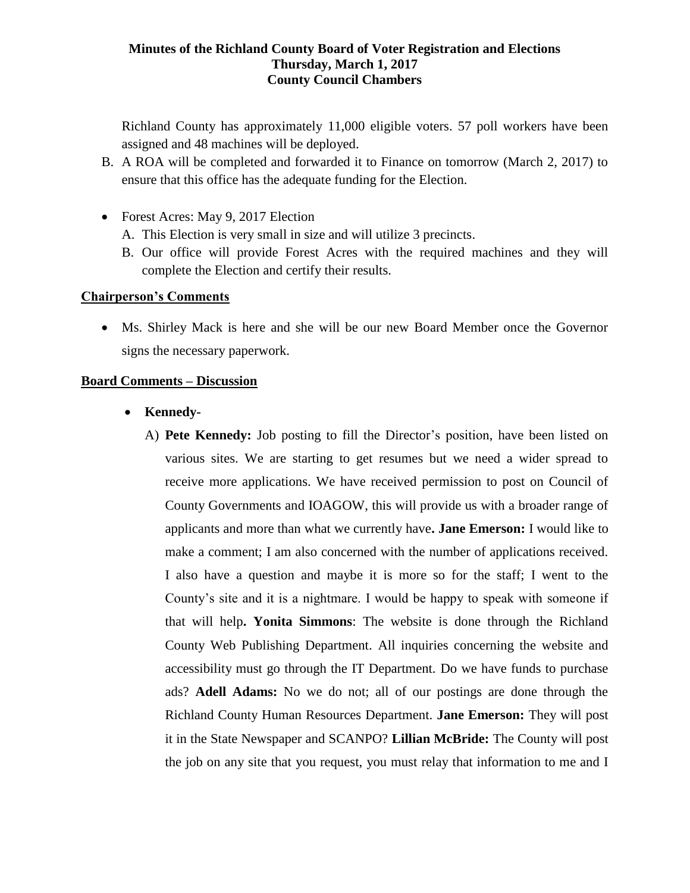# Minutes of the Richland County Board of Voter Registration and Elections
**Thursday, March 1, 2017**
**County Council Chambers**

Richland County has approximately 11,000 eligible voters. 57 poll workers have been assigned and 48 machines will be deployed.

B. A ROA will be completed and forwarded it to Finance on tomorrow (March 2, 2017) to ensure that this office has the adequate funding for the Election.

- Forest Acres: May 9, 2017 Election
  A. This Election is very small in size and will utilize 3 precincts.
  B. Our office will provide Forest Acres with the required machines and they will complete the Election and certify their results.

## Chairperson's Comments

- Ms. Shirley Mack is here and she will be our new Board Member once the Governor signs the necessary paperwork.

## Board Comments – Discussion

- **Kennedy-**
  A) **Pete Kennedy:** Job posting to fill the Director's position, have been listed on various sites. We are starting to get resumes but we need a wider spread to receive more applications. We have received permission to post on Council of County Governments and IOAGOW, this will provide us with a broader range of applicants and more than what we currently have**. Jane Emerson:** I would like to make a comment; I am also concerned with the number of applications received. I also have a question and maybe it is more so for the staff; I went to the County's site and it is a nightmare. I would be happy to speak with someone if that will help**. Yonita Simmons**: The website is done through the Richland County Web Publishing Department. All inquiries concerning the website and accessibility must go through the IT Department. Do we have funds to purchase ads? **Adell Adams:** No we do not; all of our postings are done through the Richland County Human Resources Department. **Jane Emerson:** They will post it in the State Newspaper and SCANPO? **Lillian McBride:** The County will post the job on any site that you request, you must relay that information to me and I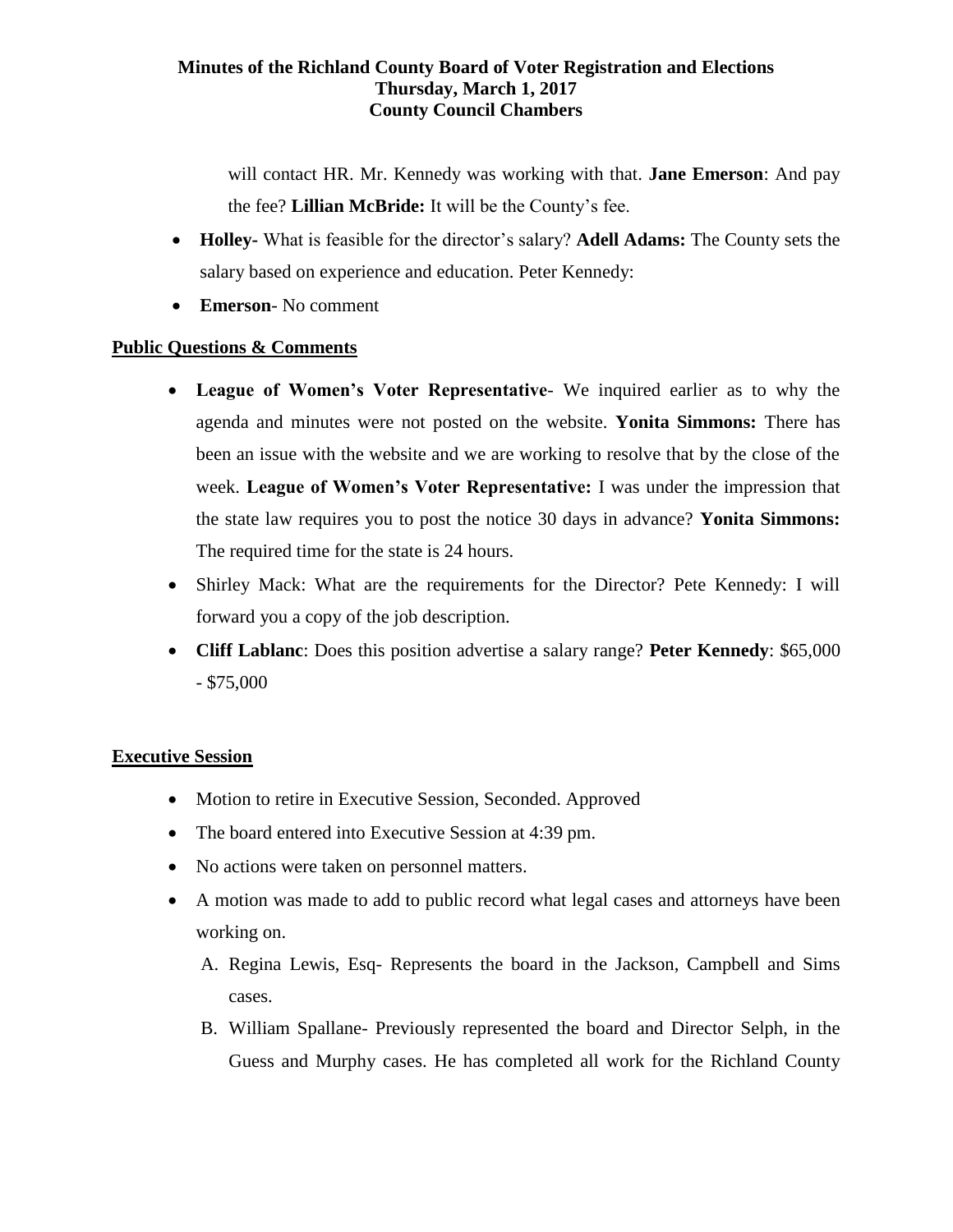will contact HR. Mr. Kennedy was working with that. **Jane Emerson**: And pay the fee? **Lillian McBride:** It will be the County's fee.

- **Holley-** What is feasible for the director's salary? **Adell Adams:** The County sets the salary based on experience and education. Peter Kennedy:
- **Emerson**- No comment

## Public Questions & Comments

- **League of Women's Voter Representative**- We inquired earlier as to why the agenda and minutes were not posted on the website. **Yonita Simmons:** There has been an issue with the website and we are working to resolve that by the close of the week. **League of Women's Voter Representative:** I was under the impression that the state law requires you to post the notice 30 days in advance? **Yonita Simmons:** The required time for the state is 24 hours.
- Shirley Mack: What are the requirements for the Director? Pete Kennedy: I will forward you a copy of the job description.
- **Cliff Lablanc**: Does this position advertise a salary range? **Peter Kennedy**: $65,000 - $75,000

## Executive Session

- Motion to retire in Executive Session, Seconded. Approved
- The board entered into Executive Session at 4:39 pm.
- No actions were taken on personnel matters.
- A motion was made to add to public record what legal cases and attorneys have been working on.
  - A. Regina Lewis, Esq- Represents the board in the Jackson, Campbell and Sims cases.
  - B. William Spallane- Previously represented the board and Director Selph, in the Guess and Murphy cases. He has completed all work for the Richland County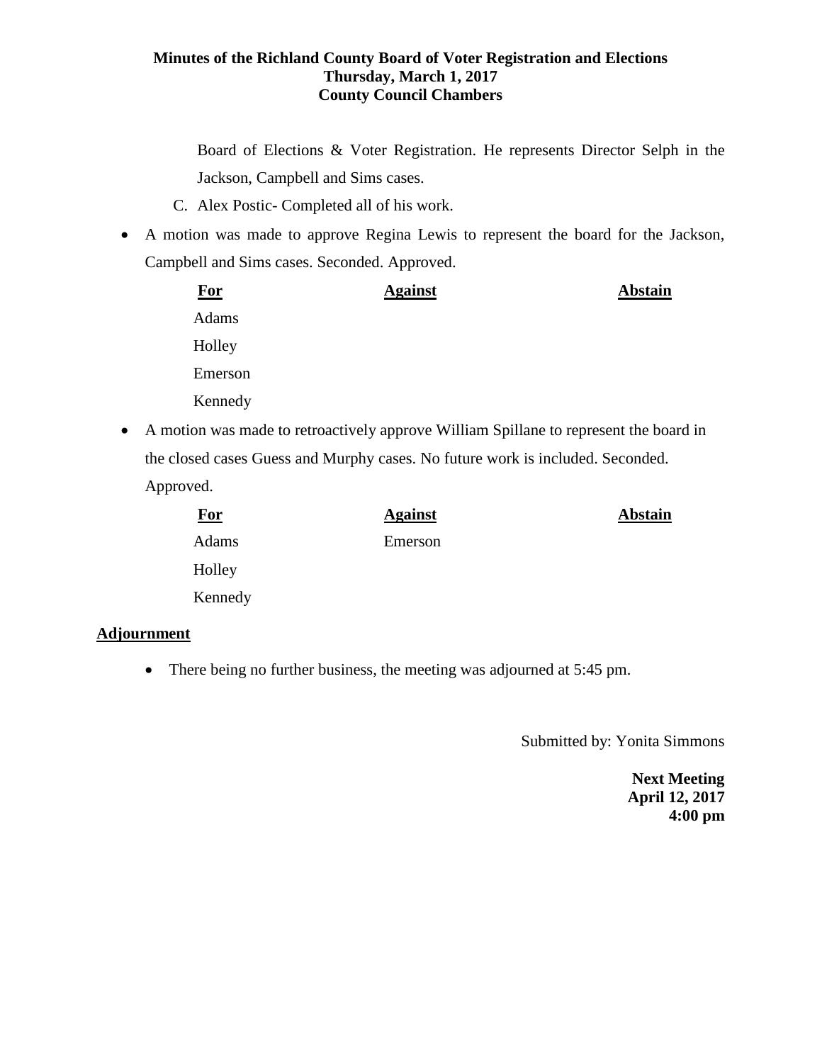Board of Elections & Voter Registration. He represents Director Selph in the Jackson, Campbell and Sims cases.

C. Alex Postic- Completed all of his work.

- A motion was made to approve Regina Lewis to represent the board for the Jackson, Campbell and Sims cases. Seconded. Approved.

| For | Against | Abstain |
|---|---|---|
| Adams | | |
| Holley | | |
| Emerson | | |
| Kennedy | | |

- A motion was made to retroactively approve William Spillane to represent the board in the closed cases Guess and Murphy cases. No future work is included. Seconded. Approved.

| For | Against | Abstain |
|---|---|---|
| Adams | Emerson | |
| Holley | | |
| Kennedy | | |

## Adjournment

- There being no further business, the meeting was adjourned at 5:45 pm.

Submitted by: Yonita Simmons

**Next Meeting**
**April 12, 2017**
**4:00 pm**